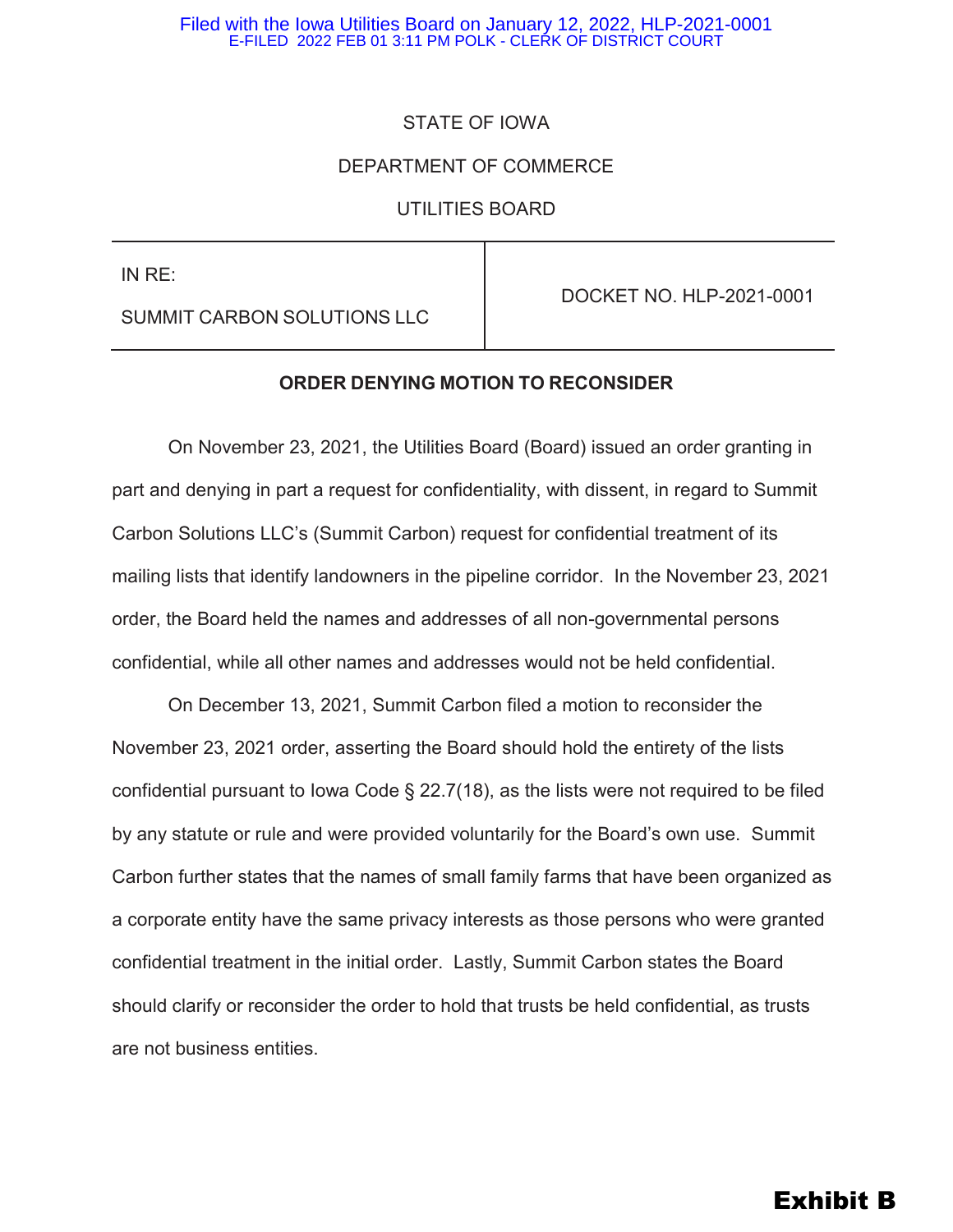STATE OF IOWA

DEPARTMENT OF COMMERCE

UTILITIES BOARD

| IN RE:<br><br>SUMMIT CARBON SOLUTIONS LLC | DOCKET NO. HLP-2021-0001 |
|---|---|

**ORDER DENYING MOTION TO RECONSIDER**

On November 23, 2021, the Utilities Board (Board) issued an order granting in part and denying in part a request for confidentiality, with dissent, in regard to Summit Carbon Solutions LLC's (Summit Carbon) request for confidential treatment of its mailing lists that identify landowners in the pipeline corridor. In the November 23, 2021 order, the Board held the names and addresses of all non-governmental persons confidential, while all other names and addresses would not be held confidential.

On December 13, 2021, Summit Carbon filed a motion to reconsider the November 23, 2021 order, asserting the Board should hold the entirety of the lists confidential pursuant to Iowa Code § 22.7(18), as the lists were not required to be filed by any statute or rule and were provided voluntarily for the Board's own use. Summit Carbon further states that the names of small family farms that have been organized as a corporate entity have the same privacy interests as those persons who were granted confidential treatment in the initial order. Lastly, Summit Carbon states the Board should clarify or reconsider the order to hold that trusts be held confidential, as trusts are not business entities.

**Exhibit B**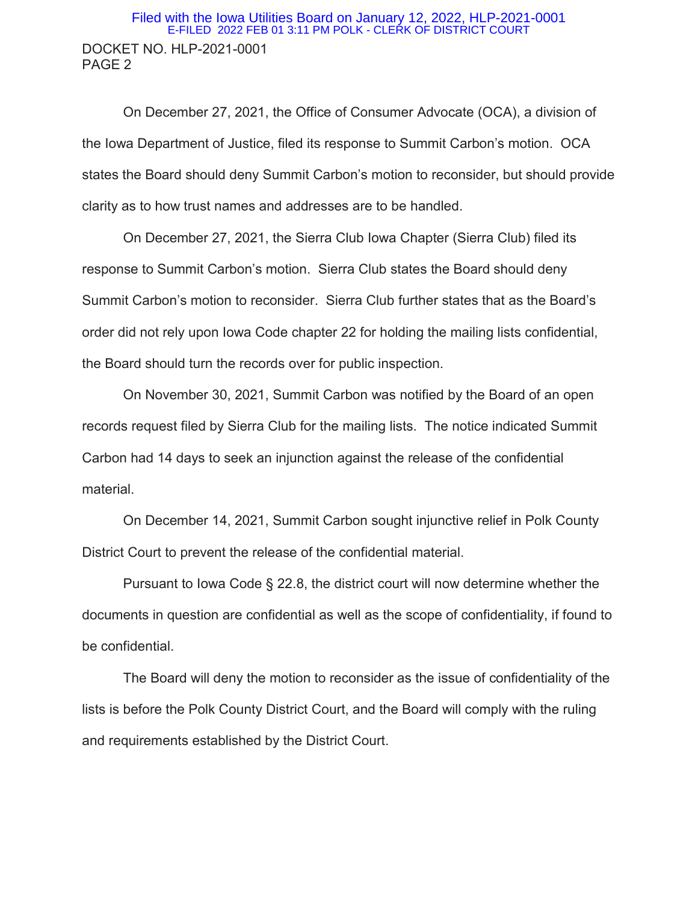On December 27, 2021, the Office of Consumer Advocate (OCA), a division of the Iowa Department of Justice, filed its response to Summit Carbon's motion. OCA states the Board should deny Summit Carbon's motion to reconsider, but should provide clarity as to how trust names and addresses are to be handled.

On December 27, 2021, the Sierra Club Iowa Chapter (Sierra Club) filed its response to Summit Carbon's motion. Sierra Club states the Board should deny Summit Carbon's motion to reconsider. Sierra Club further states that as the Board's order did not rely upon Iowa Code chapter 22 for holding the mailing lists confidential, the Board should turn the records over for public inspection.

On November 30, 2021, Summit Carbon was notified by the Board of an open records request filed by Sierra Club for the mailing lists. The notice indicated Summit Carbon had 14 days to seek an injunction against the release of the confidential material.

On December 14, 2021, Summit Carbon sought injunctive relief in Polk County District Court to prevent the release of the confidential material.

Pursuant to Iowa Code § 22.8, the district court will now determine whether the documents in question are confidential as well as the scope of confidentiality, if found to be confidential.

The Board will deny the motion to reconsider as the issue of confidentiality of the lists is before the Polk County District Court, and the Board will comply with the ruling and requirements established by the District Court.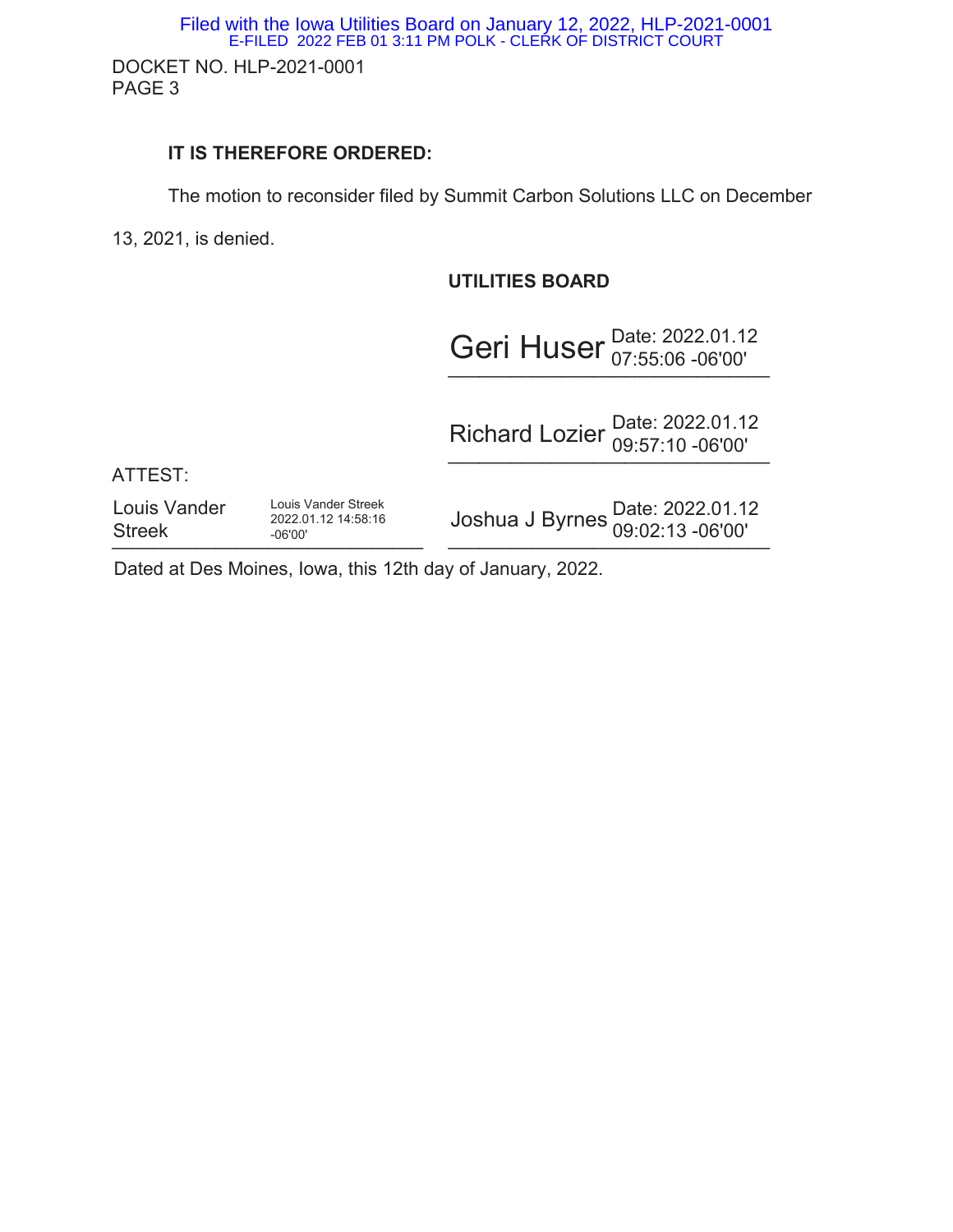**IT IS THEREFORE ORDERED:**

The motion to reconsider filed by Summit Carbon Solutions LLC on December 13, 2021, is denied.

**UTILITIES BOARD**

Geri Huser Date: 2022.01.12 07:55:06 -06'00'

Richard Lozier Date: 2022.01.12 09:57:10 -06'00'

ATTEST:

Louis Vander Streek Louis Vander Streek 2022.01.12 14:58:16 -06'00'

Joshua J Byrnes Date: 2022.01.12 09:02:13 -06'00'

Dated at Des Moines, Iowa, this 12th day of January, 2022.